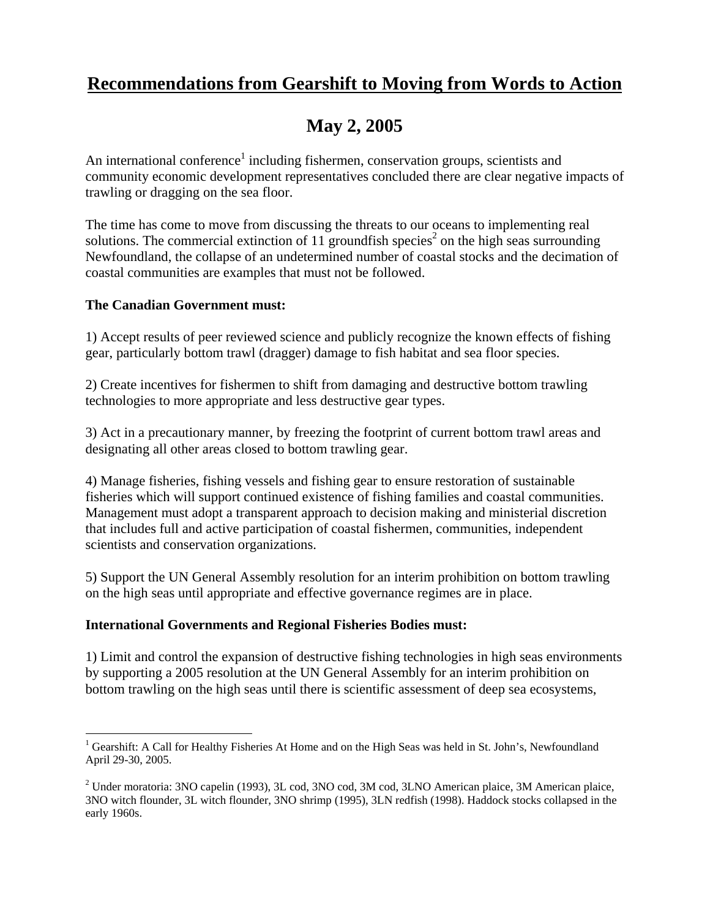# Recommendations from Gearshift to Moving from Words to Action

# May 2, 2005

An international conference[1] including fishermen, conservation groups, scientists and community economic development representatives concluded there are clear negative impacts of trawling or dragging on the sea floor.

The time has come to move from discussing the threats to our oceans to implementing real solutions. The commercial extinction of 11 groundfish species[2] on the high seas surrounding Newfoundland, the collapse of an undetermined number of coastal stocks and the decimation of coastal communities are examples that must not be followed.

**The Canadian Government must:**

1) Accept results of peer reviewed science and publicly recognize the known effects of fishing gear, particularly bottom trawl (dragger) damage to fish habitat and sea floor species.

2) Create incentives for fishermen to shift from damaging and destructive bottom trawling technologies to more appropriate and less destructive gear types.

3) Act in a precautionary manner, by freezing the footprint of current bottom trawl areas and designating all other areas closed to bottom trawling gear.

4) Manage fisheries, fishing vessels and fishing gear to ensure restoration of sustainable fisheries which will support continued existence of fishing families and coastal communities. Management must adopt a transparent approach to decision making and ministerial discretion that includes full and active participation of coastal fishermen, communities, independent scientists and conservation organizations.

5) Support the UN General Assembly resolution for an interim prohibition on bottom trawling on the high seas until appropriate and effective governance regimes are in place.

**International Governments and Regional Fisheries Bodies must:**

1) Limit and control the expansion of destructive fishing technologies in high seas environments by supporting a 2005 resolution at the UN General Assembly for an interim prohibition on bottom trawling on the high seas until there is scientific assessment of deep sea ecosystems,

---

[1] Gearshift: A Call for Healthy Fisheries At Home and on the High Seas was held in St. John's, Newfoundland April 29-30, 2005.

[2] Under moratoria: 3NO capelin (1993), 3L cod, 3NO cod, 3M cod, 3LNO American plaice, 3M American plaice, 3NO witch flounder, 3L witch flounder, 3NO shrimp (1995), 3LN redfish (1998). Haddock stocks collapsed in the early 1960s.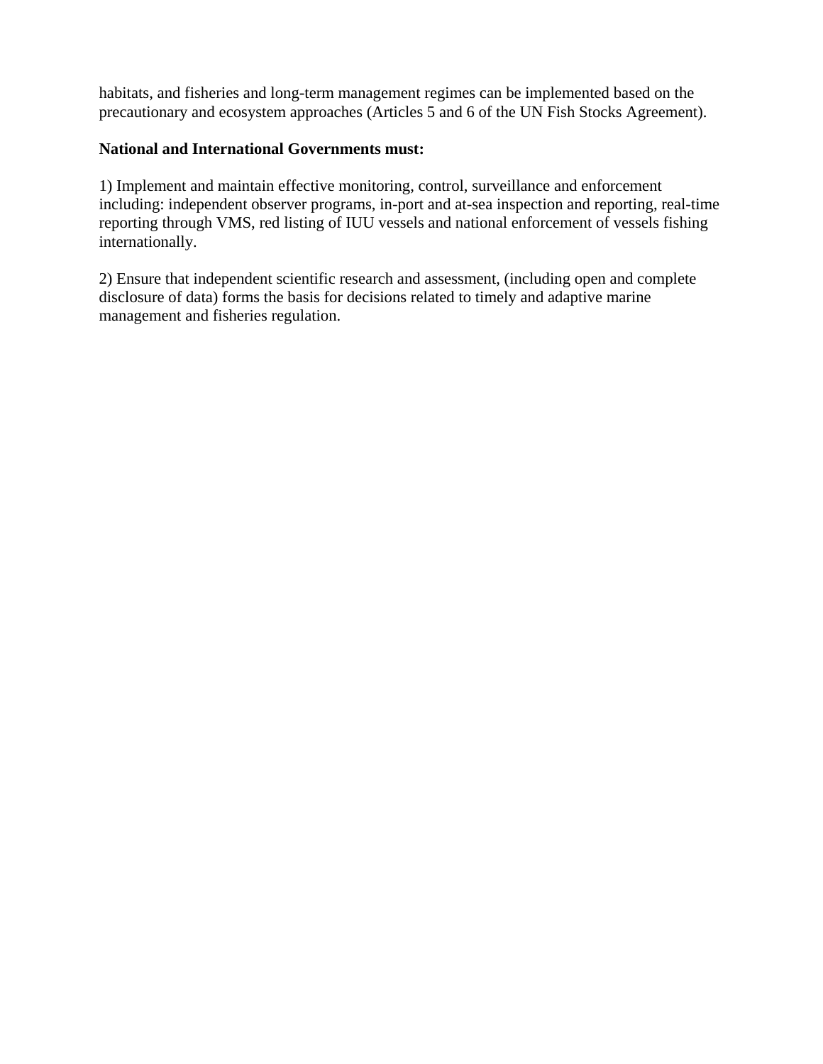habitats, and fisheries and long-term management regimes can be implemented based on the precautionary and ecosystem approaches (Articles 5 and 6 of the UN Fish Stocks Agreement).

**National and International Governments must:**

1) Implement and maintain effective monitoring, control, surveillance and enforcement including: independent observer programs, in-port and at-sea inspection and reporting, real-time reporting through VMS, red listing of IUU vessels and national enforcement of vessels fishing internationally.

2) Ensure that independent scientific research and assessment, (including open and complete disclosure of data) forms the basis for decisions related to timely and adaptive marine management and fisheries regulation.